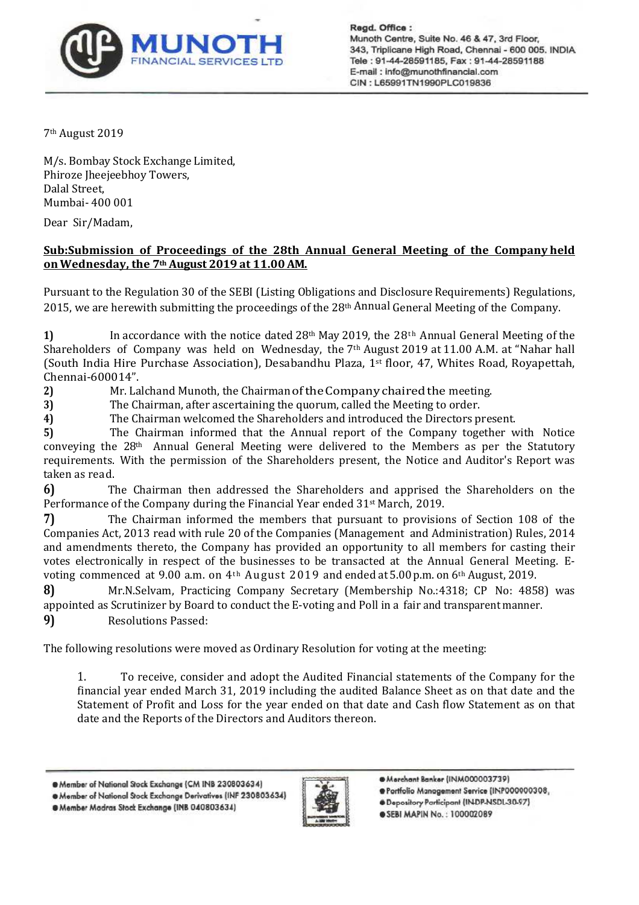MUNOTH FINANCIAL SERVICES LTD

**Regd. Office :**
Munoth Centre, Suite No. 46 & 47, 3rd Floor,
343, Triplicane High Road, Chennai - 600 005. INDIA
Tele : 91-44-28591185, Fax : 91-44-28591188
E-mail : info@munothfinancial.com
CIN : L65991TN1990PLC019836

7th August 2019

M/s. Bombay Stock Exchange Limited,
Phiroze Jheejeebhoy Towers,
Dalal Street,
Mumbai- 400 001

Dear Sir/Madam,

**Sub:Submission of Proceedings of the 28th Annual General Meeting of the Company held on Wednesday, the 7th August 2019 at 11.00 AM.**

Pursuant to the Regulation 30 of the SEBI (Listing Obligations and Disclosure Requirements) Regulations, 2015, we are herewith submitting the proceedings of the 28th Annual General Meeting of the Company.

**1)** In accordance with the notice dated 28th May 2019, the 28th Annual General Meeting of the Shareholders of Company was held on Wednesday, the 7th August 2019 at 11.00 A.M. at "Nahar hall (South India Hire Purchase Association), Desabandhu Plaza, 1st floor, 47, Whites Road, Royapettah, Chennai-600014".

**2)** Mr. Lalchand Munoth, the Chairman of the Company chaired the meeting.

**3)** The Chairman, after ascertaining the quorum, called the Meeting to order.

**4)** The Chairman welcomed the Shareholders and introduced the Directors present.

**5)** The Chairman informed that the Annual report of the Company together with Notice conveying the 28th Annual General Meeting were delivered to the Members as per the Statutory requirements. With the permission of the Shareholders present, the Notice and Auditor's Report was taken as read.

**6)** The Chairman then addressed the Shareholders and apprised the Shareholders on the Performance of the Company during the Financial Year ended 31st March, 2019.

**7)** The Chairman informed the members that pursuant to provisions of Section 108 of the Companies Act, 2013 read with rule 20 of the Companies (Management and Administration) Rules, 2014 and amendments thereto, the Company has provided an opportunity to all members for casting their votes electronically in respect of the businesses to be transacted at the Annual General Meeting. E-voting commenced at 9.00 a.m. on 4th August 2019 and ended at 5.00 p.m. on 6th August, 2019.

**8)** Mr.N.Selvam, Practicing Company Secretary (Membership No.:4318; CP No: 4858) was appointed as Scrutinizer by Board to conduct the E-voting and Poll in a fair and transparent manner.

**9)** Resolutions Passed:

The following resolutions were moved as Ordinary Resolution for voting at the meeting:

1. To receive, consider and adopt the Audited Financial statements of the Company for the financial year ended March 31, 2019 including the audited Balance Sheet as on that date and the Statement of Profit and Loss for the year ended on that date and Cash flow Statement as on that date and the Reports of the Directors and Auditors thereon.

- Member of National Stock Exchange (CM INB 230803634)
- Member of National Stock Exchange Derivatives (INF 230803634)
- Member Madras Stock Exchange (INB 040803634)
- Merchant Banker (INM000003739)
- Portfolio Management Service (INP000000308)
- Depository Participant (IN-DP-NSDL-30-97)
- SEBI MAPIN No. : 100002089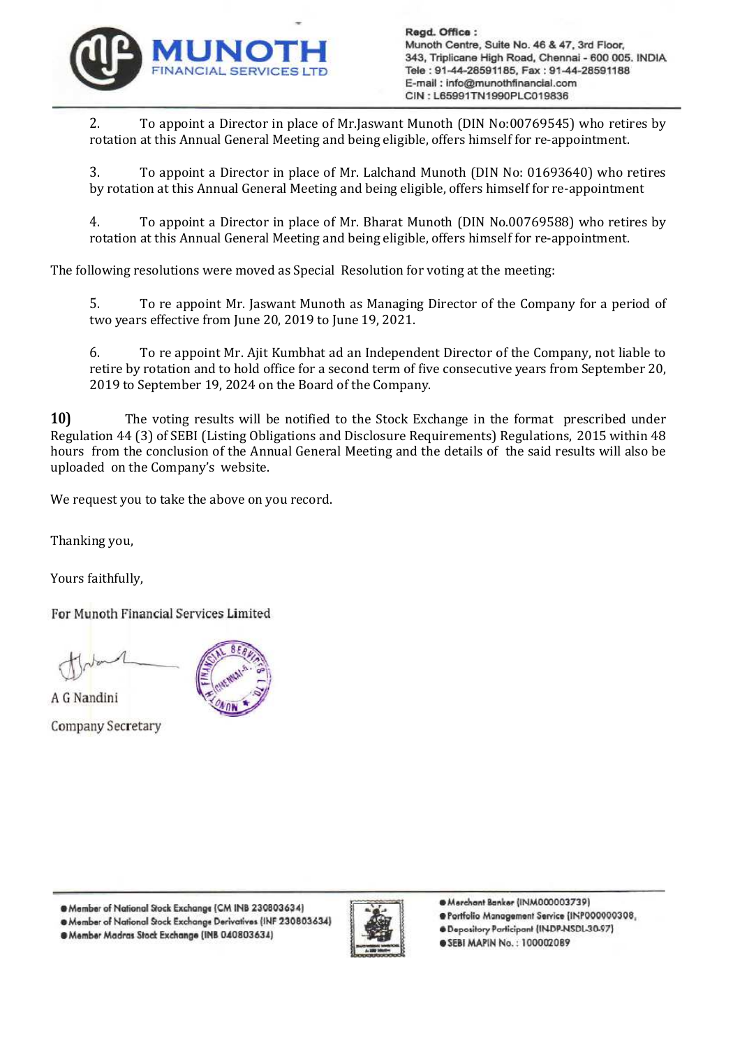2. To appoint a Director in place of Mr.Jaswant Munoth (DIN No:00769545) who retires by rotation at this Annual General Meeting and being eligible, offers himself for re-appointment.

3. To appoint a Director in place of Mr. Lalchand Munoth (DIN No: 01693640) who retires by rotation at this Annual General Meeting and being eligible, offers himself for re-appointment

4. To appoint a Director in place of Mr. Bharat Munoth (DIN No.00769588) who retires by rotation at this Annual General Meeting and being eligible, offers himself for re-appointment.

The following resolutions were moved as Special Resolution for voting at the meeting:

5. To re appoint Mr. Jaswant Munoth as Managing Director of the Company for a period of two years effective from June 20, 2019 to June 19, 2021.

6. To re appoint Mr. Ajit Kumbhat ad an Independent Director of the Company, not liable to retire by rotation and to hold office for a second term of five consecutive years from September 20, 2019 to September 19, 2024 on the Board of the Company.

**10)** The voting results will be notified to the Stock Exchange in the format prescribed under Regulation 44 (3) of SEBI (Listing Obligations and Disclosure Requirements) Regulations, 2015 within 48 hours from the conclusion of the Annual General Meeting and the details of the said results will also be uploaded on the Company's website.

We request you to take the above on you record.

Thanking you,

Yours faithfully,

For Munoth Financial Services Limited

A G Nandini

Company Secretary